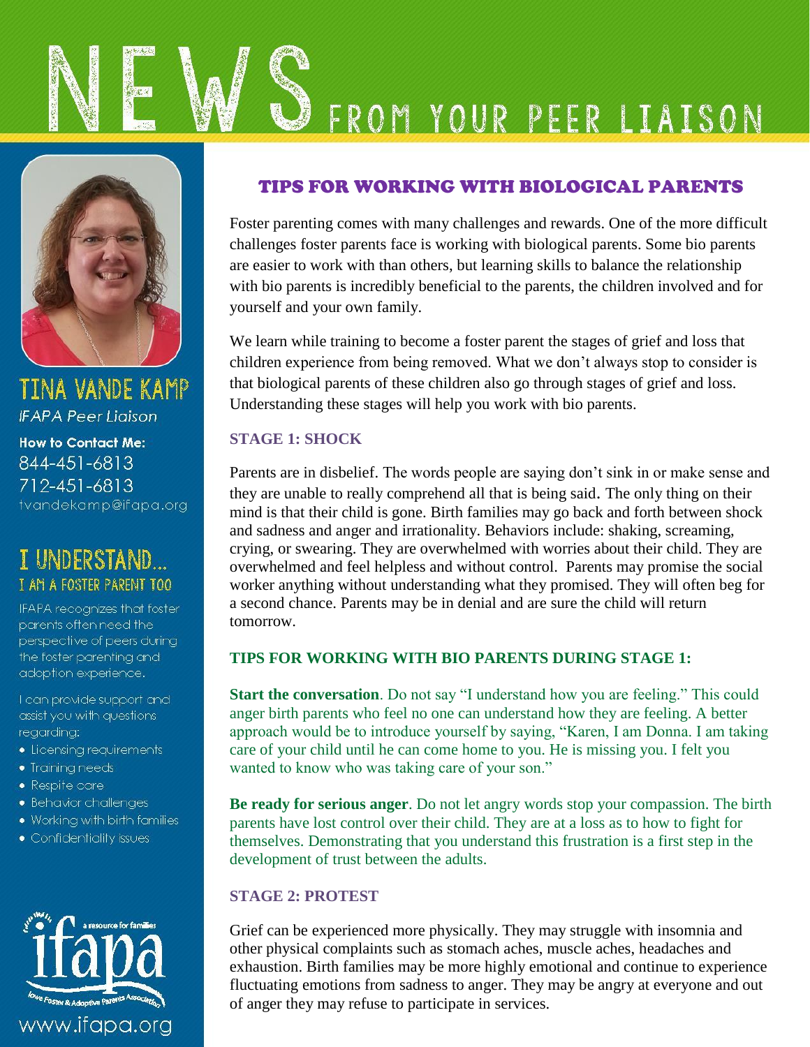# NEWS FROM YOUR PEER LIAISON

## TINA VANDE KAMP

*IFAPA Peer Liaison*

**How to Contact Me:**
844-451-6813
712-451-6813
tvandekamp@ifapa.org

## I UNDERSTAND... I AM A FOSTER PARENT TOO

IFAPA recognizes that foster parents often need the perspective of peers during the foster parenting and adoption experience.

I can provide support and assist you with questions regarding:

- Licensing requirements
- Training needs
- Respite care
- Behavior challenges
- Working with birth families
- Confidentiality issues

a resource for families
ifapa
Iowa Foster & Adoptive Parents Association

www.ifapa.org

## TIPS FOR WORKING WITH BIOLOGICAL PARENTS

Foster parenting comes with many challenges and rewards. One of the more difficult challenges foster parents face is working with biological parents. Some bio parents are easier to work with than others, but learning skills to balance the relationship with bio parents is incredibly beneficial to the parents, the children involved and for yourself and your own family.

We learn while training to become a foster parent the stages of grief and loss that children experience from being removed. What we don't always stop to consider is that biological parents of these children also go through stages of grief and loss. Understanding these stages will help you work with bio parents.

### STAGE 1: SHOCK

Parents are in disbelief. The words people are saying don't sink in or make sense and they are unable to really comprehend all that is being said. The only thing on their mind is that their child is gone. Birth families may go back and forth between shock and sadness and anger and irrationality. Behaviors include: shaking, screaming, crying, or swearing. They are overwhelmed with worries about their child. They are overwhelmed and feel helpless and without control. Parents may promise the social worker anything without understanding what they promised. They will often beg for a second chance. Parents may be in denial and are sure the child will return tomorrow.

### TIPS FOR WORKING WITH BIO PARENTS DURING STAGE 1:

**Start the conversation**. Do not say "I understand how you are feeling." This could anger birth parents who feel no one can understand how they are feeling. A better approach would be to introduce yourself by saying, "Karen, I am Donna. I am taking care of your child until he can come home to you. He is missing you. I felt you wanted to know who was taking care of your son."

**Be ready for serious anger**. Do not let angry words stop your compassion. The birth parents have lost control over their child. They are at a loss as to how to fight for themselves. Demonstrating that you understand this frustration is a first step in the development of trust between the adults.

### STAGE 2: PROTEST

Grief can be experienced more physically. They may struggle with insomnia and other physical complaints such as stomach aches, muscle aches, headaches and exhaustion. Birth families may be more highly emotional and continue to experience fluctuating emotions from sadness to anger. They may be angry at everyone and out of anger they may refuse to participate in services.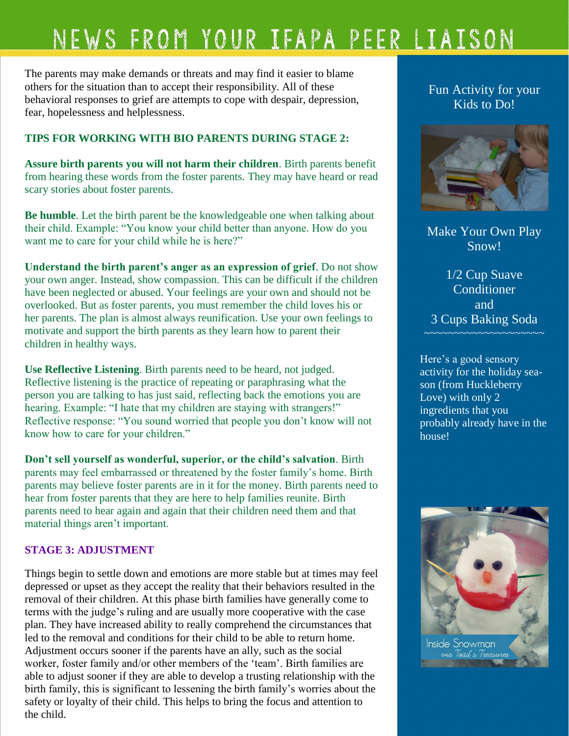# NEWS FROM YOUR IFAPA PEER LIAISON

The parents may make demands or threats and may find it easier to blame others for the situation than to accept their responsibility. All of these behavioral responses to grief are attempts to cope with despair, depression, fear, hopelessness and helplessness.

### TIPS FOR WORKING WITH BIO PARENTS DURING STAGE 2:

**Assure birth parents you will not harm their children**. Birth parents benefit from hearing these words from the foster parents. They may have heard or read scary stories about foster parents.

**Be humble**. Let the birth parent be the knowledgeable one when talking about their child. Example: "You know your child better than anyone. How do you want me to care for your child while he is here?"

**Understand the birth parent's anger as an expression of grief**. Do not show your own anger. Instead, show compassion. This can be difficult if the children have been neglected or abused. Your feelings are your own and should not be overlooked. But as foster parents, you must remember the child loves his or her parents. The plan is almost always reunification. Use your own feelings to motivate and support the birth parents as they learn how to parent their children in healthy ways.

**Use Reflective Listening**. Birth parents need to be heard, not judged. Reflective listening is the practice of repeating or paraphrasing what the person you are talking to has just said, reflecting back the emotions you are hearing. Example: "I hate that my children are staying with strangers!" Reflective response: "You sound worried that people you don't know will not know how to care for your children."

**Don't sell yourself as wonderful, superior, or the child's salvation**. Birth parents may feel embarrassed or threatened by the foster family's home. Birth parents may believe foster parents are in it for the money. Birth parents need to hear from foster parents that they are here to help families reunite. Birth parents need to hear again and again that their children need them and that material things aren't important.

### STAGE 3: ADJUSTMENT

Things begin to settle down and emotions are more stable but at times may feel depressed or upset as they accept the reality that their behaviors resulted in the removal of their children. At this phase birth families have generally come to terms with the judge's ruling and are usually more cooperative with the case plan. They have increased ability to really comprehend the circumstances that led to the removal and conditions for their child to be able to return home. Adjustment occurs sooner if the parents have an ally, such as the social worker, foster family and/or other members of the 'team'. Birth families are able to adjust sooner if they are able to develop a trusting relationship with the birth family, this is significant to lessening the birth family's worries about the safety or loyalty of their child. This helps to bring the focus and attention to the child.

---

Fun Activity for your Kids to Do!

Make Your Own Play Snow!

1/2 Cup Suave Conditioner
and
3 Cups Baking Soda

~~~~~~~~~~~~~~~~~~~~~

Here's a good sensory activity for the holiday season (from Huckleberry Love) with only 2 ingredients that you probably already have in the house!

Inside Snowman
via Toad's Treasures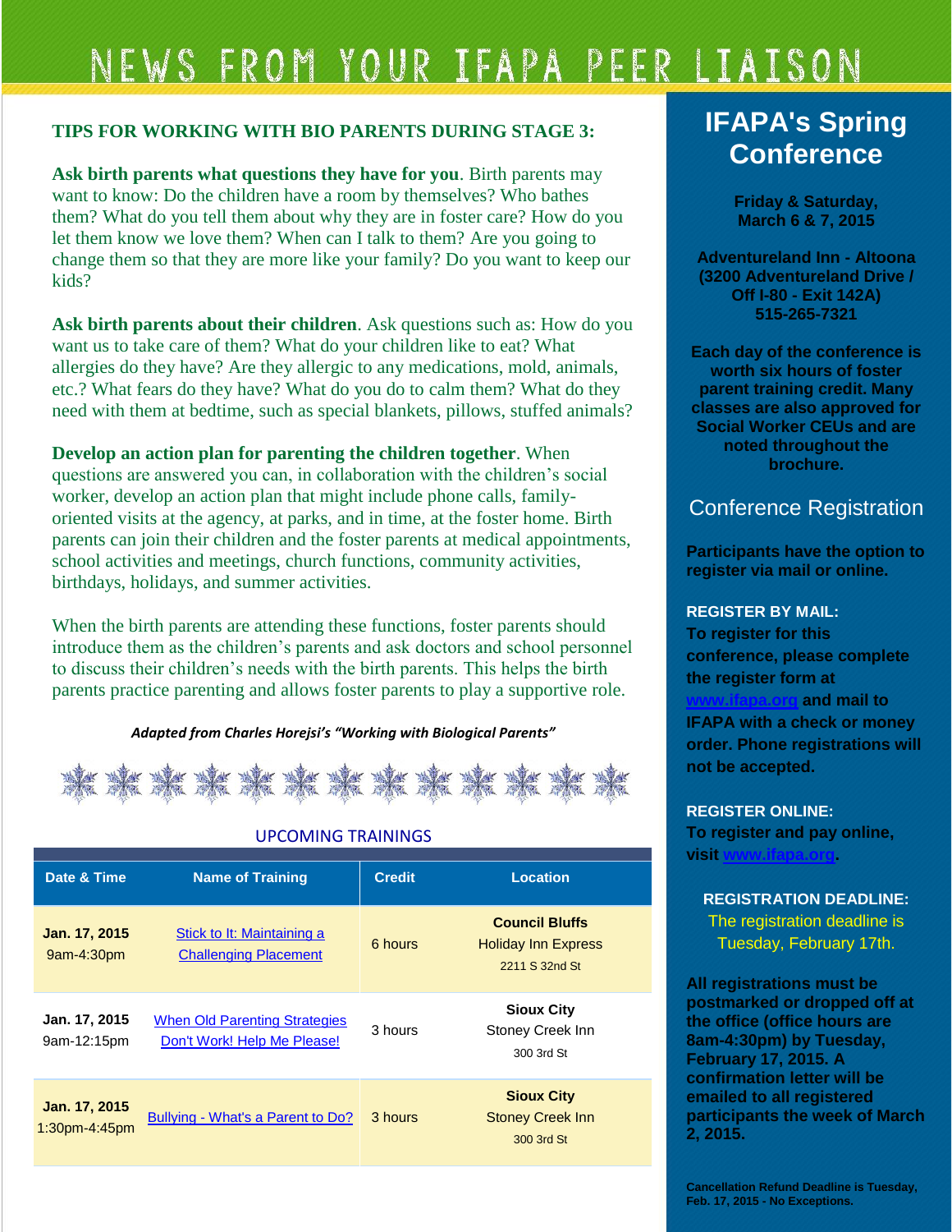# NEWS FROM YOUR IFAPA PEER LIAISON

## TIPS FOR WORKING WITH BIO PARENTS DURING STAGE 3:

**Ask birth parents what questions they have for you**. Birth parents may want to know: Do the children have a room by themselves? Who bathes them? What do you tell them about why they are in foster care? How do you let them know we love them? When can I talk to them? Are you going to change them so that they are more like your family? Do you want to keep our kids?

**Ask birth parents about their children**. Ask questions such as: How do you want us to take care of them? What do your children like to eat? What allergies do they have? Are they allergic to any medications, mold, animals, etc.? What fears do they have? What do you do to calm them? What do they need with them at bedtime, such as special blankets, pillows, stuffed animals?

**Develop an action plan for parenting the children together**. When questions are answered you can, in collaboration with the children's social worker, develop an action plan that might include phone calls, family-oriented visits at the agency, at parks, and in time, at the foster home. Birth parents can join their children and the foster parents at medical appointments, school activities and meetings, church functions, community activities, birthdays, holidays, and summer activities.

When the birth parents are attending these functions, foster parents should introduce them as the children's parents and ask doctors and school personnel to discuss their children's needs with the birth parents. This helps the birth parents practice parenting and allows foster parents to play a supportive role.

***Adapted from Charles Horejsi's "Working with Biological Parents"***

## UPCOMING TRAININGS

| Date & Time | Name of Training | Credit | Location |
|---|---|---|---|
| **Jan. 17, 2015** 9am-4:30pm | Stick to It: Maintaining a Challenging Placement | 6 hours | **Council Bluffs** Holiday Inn Express 2211 S 32nd St |
| **Jan. 17, 2015** 9am-12:15pm | When Old Parenting Strategies Don't Work! Help Me Please! | 3 hours | **Sioux City** Stoney Creek Inn 300 3rd St |
| **Jan. 17, 2015** 1:30pm-4:45pm | Bullying - What's a Parent to Do? | 3 hours | **Sioux City** Stoney Creek Inn 300 3rd St |

## IFAPA's Spring Conference

**Friday & Saturday, March 6 & 7, 2015**

**Adventureland Inn - Altoona (3200 Adventureland Drive / Off I-80 - Exit 142A) 515-265-7321**

**Each day of the conference is worth six hours of foster parent training credit. Many classes are also approved for Social Worker CEUs and are noted throughout the brochure.**

## Conference Registration

**Participants have the option to register via mail or online.**

**REGISTER BY MAIL:**
**To register for this conference, please complete the register form at www.ifapa.org and mail to IFAPA with a check or money order. Phone registrations will not be accepted.**

**REGISTER ONLINE:**
**To register and pay online, visit www.ifapa.org.**

**REGISTRATION DEADLINE:**
The registration deadline is Tuesday, February 17th.

**All registrations must be postmarked or dropped off at the office (office hours are 8am-4:30pm) by Tuesday, February 17, 2015. A confirmation letter will be emailed to all registered participants the week of March 2, 2015.**

**Cancellation Refund Deadline is Tuesday, Feb. 17, 2015 - No Exceptions.**